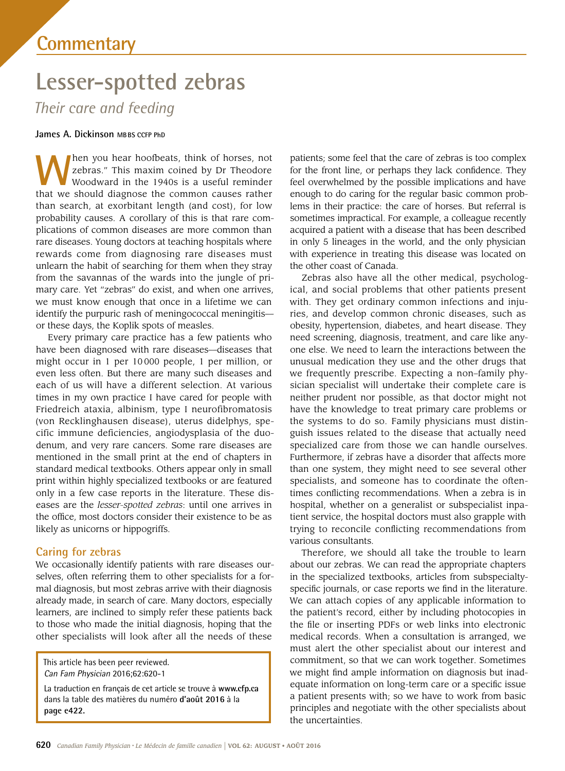# Commentary

# Lesser-spotted zebras

*Their care and feeding*

**James A. Dickinson** MBBS CCFP PhD

"When you hear hoofbeats, think of horses, not zebras." This maxim coined by Dr Theodore Woodward in the 1940s is a useful reminder that we should diagnose the common causes rather than search, at exorbitant length (and cost), for low probability causes. A corollary of this is that rare complications of common diseases are more common than rare diseases. Young doctors at teaching hospitals where rewards come from diagnosing rare diseases must unlearn the habit of searching for them when they stray from the savannas of the wards into the jungle of primary care. Yet "zebras" do exist, and when one arrives, we must know enough that once in a lifetime we can identify the purpuric rash of meningococcal meningitis—or these days, the Koplik spots of measles.

Every primary care practice has a few patients who have been diagnosed with rare diseases—diseases that might occur in 1 per 10 000 people, 1 per million, or even less often. But there are many such diseases and each of us will have a different selection. At various times in my own practice I have cared for people with Friedreich ataxia, albinism, type I neurofibromatosis (von Recklinghausen disease), uterus didelphys, specific immune deficiencies, angiodysplasia of the duodenum, and very rare cancers. Some rare diseases are mentioned in the small print at the end of chapters in standard medical textbooks. Others appear only in small print within highly specialized textbooks or are featured only in a few case reports in the literature. These diseases are the *lesser-spotted zebras*: until one arrives in the office, most doctors consider their existence to be as likely as unicorns or hippogriffs.

## Caring for zebras

We occasionally identify patients with rare diseases ourselves, often referring them to other specialists for a formal diagnosis, but most zebras arrive with their diagnosis already made, in search of care. Many doctors, especially learners, are inclined to simply refer these patients back to those who made the initial diagnosis, hoping that the other specialists will look after all the needs of these patients; some feel that the care of zebras is too complex for the front line, or perhaps they lack confidence. They feel overwhelmed by the possible implications and have enough to do caring for the regular basic common problems in their practice: the care of horses. But referral is sometimes impractical. For example, a colleague recently acquired a patient with a disease that has been described in only 5 lineages in the world, and the only physician with experience in treating this disease was located on the other coast of Canada.

Zebras also have all the other medical, psychological, and social problems that other patients present with. They get ordinary common infections and injuries, and develop common chronic diseases, such as obesity, hypertension, diabetes, and heart disease. They need screening, diagnosis, treatment, and care like anyone else. We need to learn the interactions between the unusual medication they use and the other drugs that we frequently prescribe. Expecting a non–family physician specialist will undertake their complete care is neither prudent nor possible, as that doctor might not have the knowledge to treat primary care problems or the systems to do so. Family physicians must distinguish issues related to the disease that actually need specialized care from those we can handle ourselves. Furthermore, if zebras have a disorder that affects more than one system, they might need to see several other specialists, and someone has to coordinate the oftentimes conflicting recommendations. When a zebra is in hospital, whether on a generalist or subspecialist inpatient service, the hospital doctors must also grapple with trying to reconcile conflicting recommendations from various consultants.

Therefore, we should all take the trouble to learn about our zebras. We can read the appropriate chapters in the specialized textbooks, articles from subspecialty-specific journals, or case reports we find in the literature. We can attach copies of any applicable information to the patient's record, either by including photocopies in the file or inserting PDFs or web links into electronic medical records. When a consultation is arranged, we must alert the other specialist about our interest and commitment, so that we can work together. Sometimes we might find ample information on diagnosis but inadequate information on long-term care or a specific issue a patient presents with; so we have to work from basic principles and negotiate with the other specialists about the uncertainties.

This article has been peer reviewed.
*Can Fam Physician* 2016;62:620-1

La traduction en français de cet article se trouve à **www.cfp.ca** dans la table des matières du numéro **d'août 2016** à la **page e422.**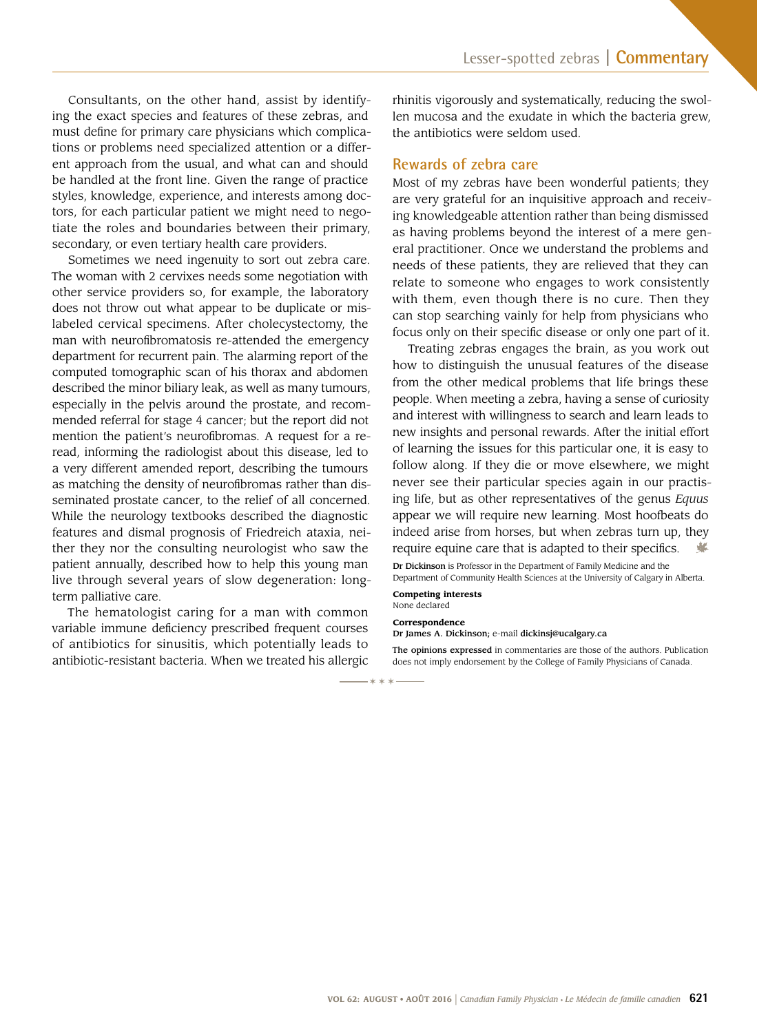Consultants, on the other hand, assist by identifying the exact species and features of these zebras, and must define for primary care physicians which complications or problems need specialized attention or a different approach from the usual, and what can and should be handled at the front line. Given the range of practice styles, knowledge, experience, and interests among doctors, for each particular patient we might need to negotiate the roles and boundaries between their primary, secondary, or even tertiary health care providers.

Sometimes we need ingenuity to sort out zebra care. The woman with 2 cervixes needs some negotiation with other service providers so, for example, the laboratory does not throw out what appear to be duplicate or mislabeled cervical specimens. After cholecystectomy, the man with neurofibromatosis re-attended the emergency department for recurrent pain. The alarming report of the computed tomographic scan of his thorax and abdomen described the minor biliary leak, as well as many tumours, especially in the pelvis around the prostate, and recommended referral for stage 4 cancer; but the report did not mention the patient's neurofibromas. A request for a re-read, informing the radiologist about this disease, led to a very different amended report, describing the tumours as matching the density of neurofibromas rather than disseminated prostate cancer, to the relief of all concerned. While the neurology textbooks described the diagnostic features and dismal prognosis of Friedreich ataxia, neither they nor the consulting neurologist who saw the patient annually, described how to help this young man live through several years of slow degeneration: long-term palliative care.

The hematologist caring for a man with common variable immune deficiency prescribed frequent courses of antibiotics for sinusitis, which potentially leads to antibiotic-resistant bacteria. When we treated his allergic rhinitis vigorously and systematically, reducing the swollen mucosa and the exudate in which the bacteria grew, the antibiotics were seldom used.

## Rewards of zebra care

Most of my zebras have been wonderful patients; they are very grateful for an inquisitive approach and receiving knowledgeable attention rather than being dismissed as having problems beyond the interest of a mere general practitioner. Once we understand the problems and needs of these patients, they are relieved that they can relate to someone who engages to work consistently with them, even though there is no cure. Then they can stop searching vainly for help from physicians who focus only on their specific disease or only one part of it.

Treating zebras engages the brain, as you work out how to distinguish the unusual features of the disease from the other medical problems that life brings these people. When meeting a zebra, having a sense of curiosity and interest with willingness to search and learn leads to new insights and personal rewards. After the initial effort of learning the issues for this particular one, it is easy to follow along. If they die or move elsewhere, we might never see their particular species again in our practising life, but as other representatives of the genus *Equus* appear we will require new learning. Most hoofbeats do indeed arise from horses, but when zebras turn up, they require equine care that is adapted to their specifics.

**Dr Dickinson** is Professor in the Department of Family Medicine and the Department of Community Health Sciences at the University of Calgary in Alberta.

**Competing interests**
None declared

**Correspondence**
**Dr James A. Dickinson;** e-mail **dickinsj@ucalgary.ca**

**The opinions expressed** in commentaries are those of the authors. Publication does not imply endorsement by the College of Family Physicians of Canada.